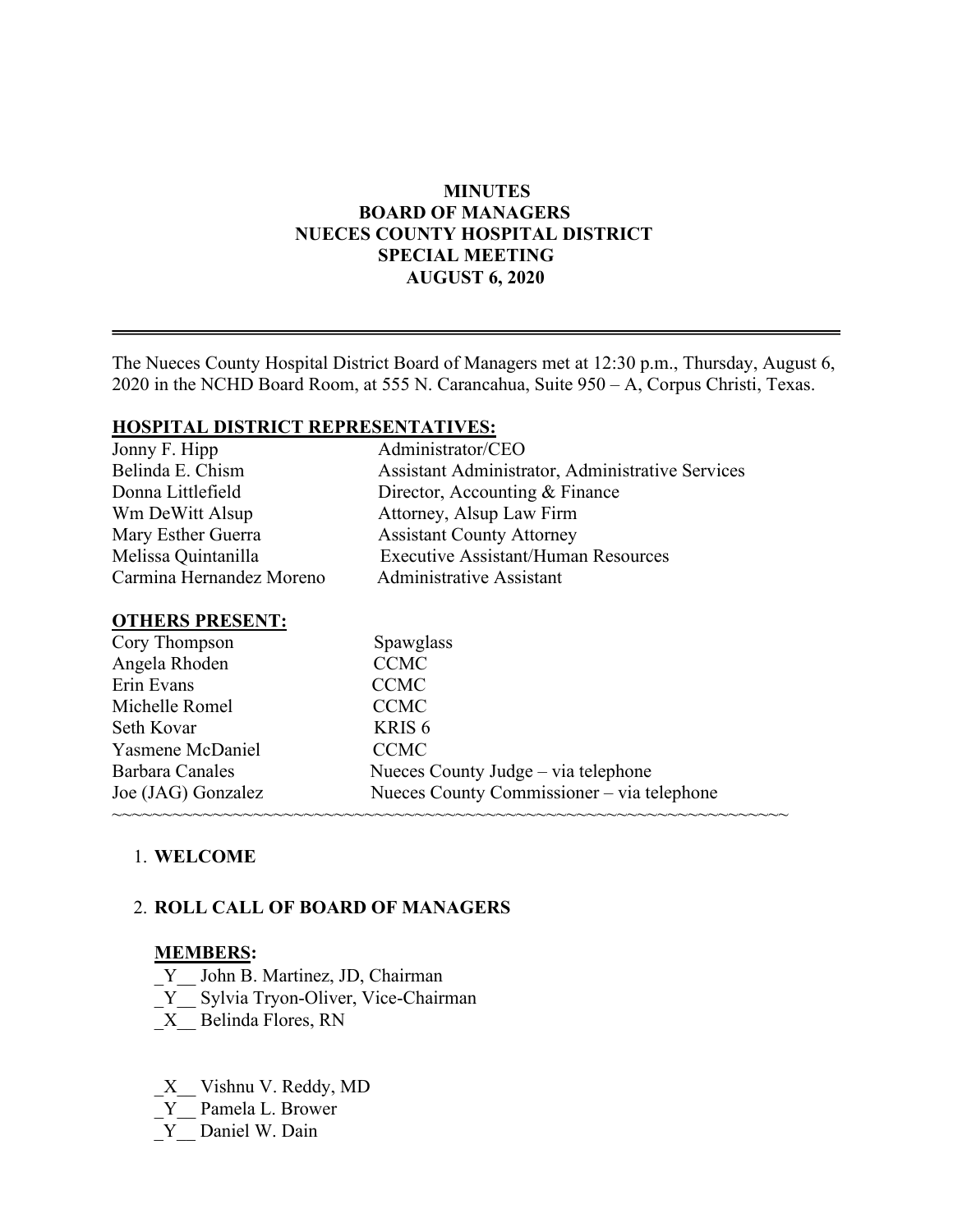**MINUTES**
**BOARD OF MANAGERS**
**NUECES COUNTY HOSPITAL DISTRICT**
**SPECIAL MEETING**
**AUGUST 6, 2020**

---

The Nueces County Hospital District Board of Managers met at 12:30 p.m., Thursday, August 6, 2020 in the NCHD Board Room, at 555 N. Carancahua, Suite 950 – A, Corpus Christi, Texas.

**HOSPITAL DISTRICT REPRESENTATIVES:**

| | |
|---|---|
| Jonny F. Hipp | Administrator/CEO |
| Belinda E. Chism | Assistant Administrator, Administrative Services |
| Donna Littlefield | Director, Accounting & Finance |
| Wm DeWitt Alsup | Attorney, Alsup Law Firm |
| Mary Esther Guerra | Assistant County Attorney |
| Melissa Quintanilla | Executive Assistant/Human Resources |
| Carmina Hernandez Moreno | Administrative Assistant |

**OTHERS PRESENT:**

| | |
|---|---|
| Cory Thompson | Spawglass |
| Angela Rhoden | CCMC |
| Erin Evans | CCMC |
| Michelle Romel | CCMC |
| Seth Kovar | KRIS 6 |
| Yasmene McDaniel | CCMC |
| Barbara Canales | Nueces County Judge – via telephone |
| Joe (JAG) Gonzalez | Nueces County Commissioner – via telephone |

~~~~~~~~~~~~~~~~~~~~~~~~~~~~~~~~~~~~~~~~~~~~~~~~~~~~~~~~~~~~~~~~~~~~~~~~

1. **WELCOME**

2. **ROLL CALL OF BOARD OF MANAGERS**

   **MEMBERS:**

   _Y__ John B. Martinez, JD, Chairman
   _Y__ Sylvia Tryon-Oliver, Vice-Chairman
   _X__ Belinda Flores, RN

   _X__ Vishnu V. Reddy, MD
   _Y__ Pamela L. Brower
   _Y__ Daniel W. Dain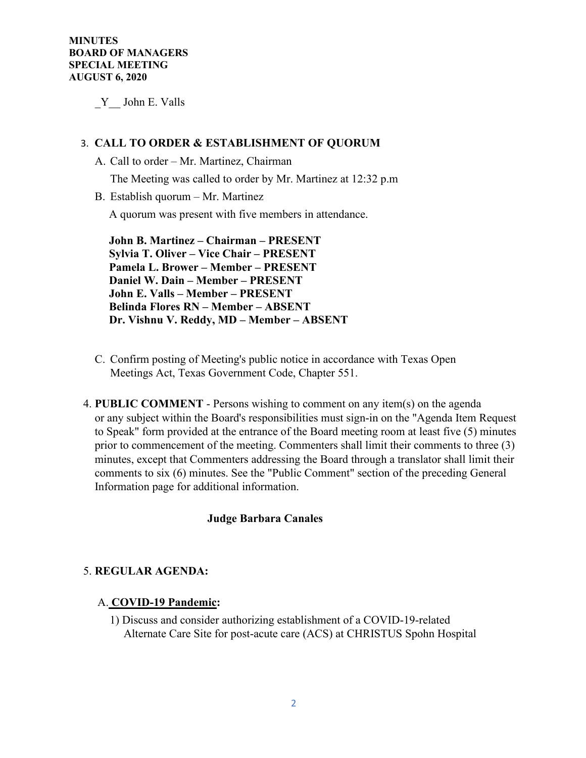_Y__ John E. Valls

3. **CALL TO ORDER & ESTABLISHMENT OF QUORUM**

   A. Call to order – Mr. Martinez, Chairman

      The Meeting was called to order by Mr. Martinez at 12:32 p.m

   B. Establish quorum – Mr. Martinez

      A quorum was present with five members in attendance.

      **John B. Martinez – Chairman – PRESENT**
      **Sylvia T. Oliver – Vice Chair – PRESENT**
      **Pamela L. Brower – Member – PRESENT**
      **Daniel W. Dain – Member – PRESENT**
      **John E. Valls – Member – PRESENT**
      **Belinda Flores RN – Member – ABSENT**
      **Dr. Vishnu V. Reddy, MD – Member – ABSENT**

   C. Confirm posting of Meeting's public notice in accordance with Texas Open Meetings Act, Texas Government Code, Chapter 551.

4. **PUBLIC COMMENT** - Persons wishing to comment on any item(s) on the agenda or any subject within the Board's responsibilities must sign-in on the "Agenda Item Request to Speak" form provided at the entrance of the Board meeting room at least five (5) minutes prior to commencement of the meeting. Commenters shall limit their comments to three (3) minutes, except that Commenters addressing the Board through a translator shall limit their comments to six (6) minutes. See the "Public Comment" section of the preceding General Information page for additional information.

   **Judge Barbara Canales**

5. **REGULAR AGENDA:**

   A. **COVID-19 Pandemic:**

      1) Discuss and consider authorizing establishment of a COVID-19-related Alternate Care Site for post-acute care (ACS) at CHRISTUS Spohn Hospital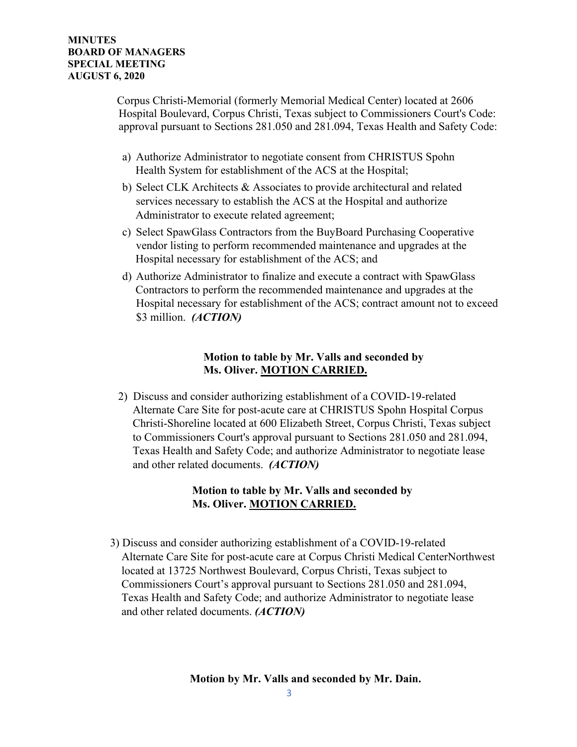Corpus Christi-Memorial (formerly Memorial Medical Center) located at 2606 Hospital Boulevard, Corpus Christi, Texas subject to Commissioners Court's Code: approval pursuant to Sections 281.050 and 281.094, Texas Health and Safety Code:

a) Authorize Administrator to negotiate consent from CHRISTUS Spohn Health System for establishment of the ACS at the Hospital;

b) Select CLK Architects & Associates to provide architectural and related services necessary to establish the ACS at the Hospital and authorize Administrator to execute related agreement;

c) Select SpawGlass Contractors from the BuyBoard Purchasing Cooperative vendor listing to perform recommended maintenance and upgrades at the Hospital necessary for establishment of the ACS; and

d) Authorize Administrator to finalize and execute a contract with SpawGlass Contractors to perform the recommended maintenance and upgrades at the Hospital necessary for establishment of the ACS; contract amount not to exceed \$3 million. ***(ACTION)***

**Motion to table by Mr. Valls and seconded by Ms. Oliver. MOTION CARRIED.**

2) Discuss and consider authorizing establishment of a COVID-19-related Alternate Care Site for post-acute care at CHRISTUS Spohn Hospital Corpus Christi-Shoreline located at 600 Elizabeth Street, Corpus Christi, Texas subject to Commissioners Court's approval pursuant to Sections 281.050 and 281.094, Texas Health and Safety Code; and authorize Administrator to negotiate lease and other related documents. ***(ACTION)***

**Motion to table by Mr. Valls and seconded by Ms. Oliver. MOTION CARRIED.**

3) Discuss and consider authorizing establishment of a COVID-19-related Alternate Care Site for post-acute care at Corpus Christi Medical CenterNorthwest located at 13725 Northwest Boulevard, Corpus Christi, Texas subject to Commissioners Court's approval pursuant to Sections 281.050 and 281.094, Texas Health and Safety Code; and authorize Administrator to negotiate lease and other related documents. ***(ACTION)***

**Motion by Mr. Valls and seconded by Mr. Dain.**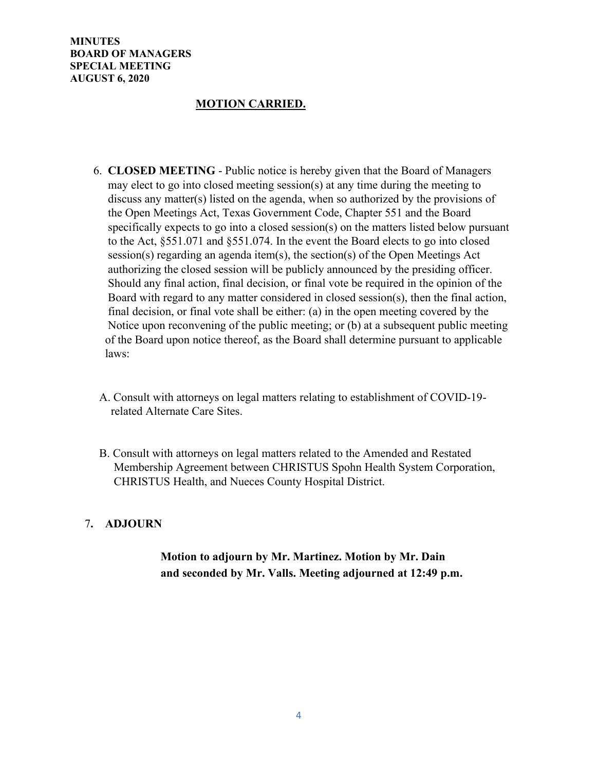**MOTION CARRIED.**

6. **CLOSED MEETING** - Public notice is hereby given that the Board of Managers may elect to go into closed meeting session(s) at any time during the meeting to discuss any matter(s) listed on the agenda, when so authorized by the provisions of the Open Meetings Act, Texas Government Code, Chapter 551 and the Board specifically expects to go into a closed session(s) on the matters listed below pursuant to the Act, §551.071 and §551.074. In the event the Board elects to go into closed session(s) regarding an agenda item(s), the section(s) of the Open Meetings Act authorizing the closed session will be publicly announced by the presiding officer. Should any final action, final decision, or final vote be required in the opinion of the Board with regard to any matter considered in closed session(s), then the final action, final decision, or final vote shall be either: (a) in the open meeting covered by the Notice upon reconvening of the public meeting; or (b) at a subsequent public meeting of the Board upon notice thereof, as the Board shall determine pursuant to applicable laws:

   A. Consult with attorneys on legal matters relating to establishment of COVID-19-related Alternate Care Sites.

   B. Consult with attorneys on legal matters related to the Amended and Restated Membership Agreement between CHRISTUS Spohn Health System Corporation, CHRISTUS Health, and Nueces County Hospital District.

7. **ADJOURN**

   **Motion to adjourn by Mr. Martinez. Motion by Mr. Dain and seconded by Mr. Valls. Meeting adjourned at 12:49 p.m.**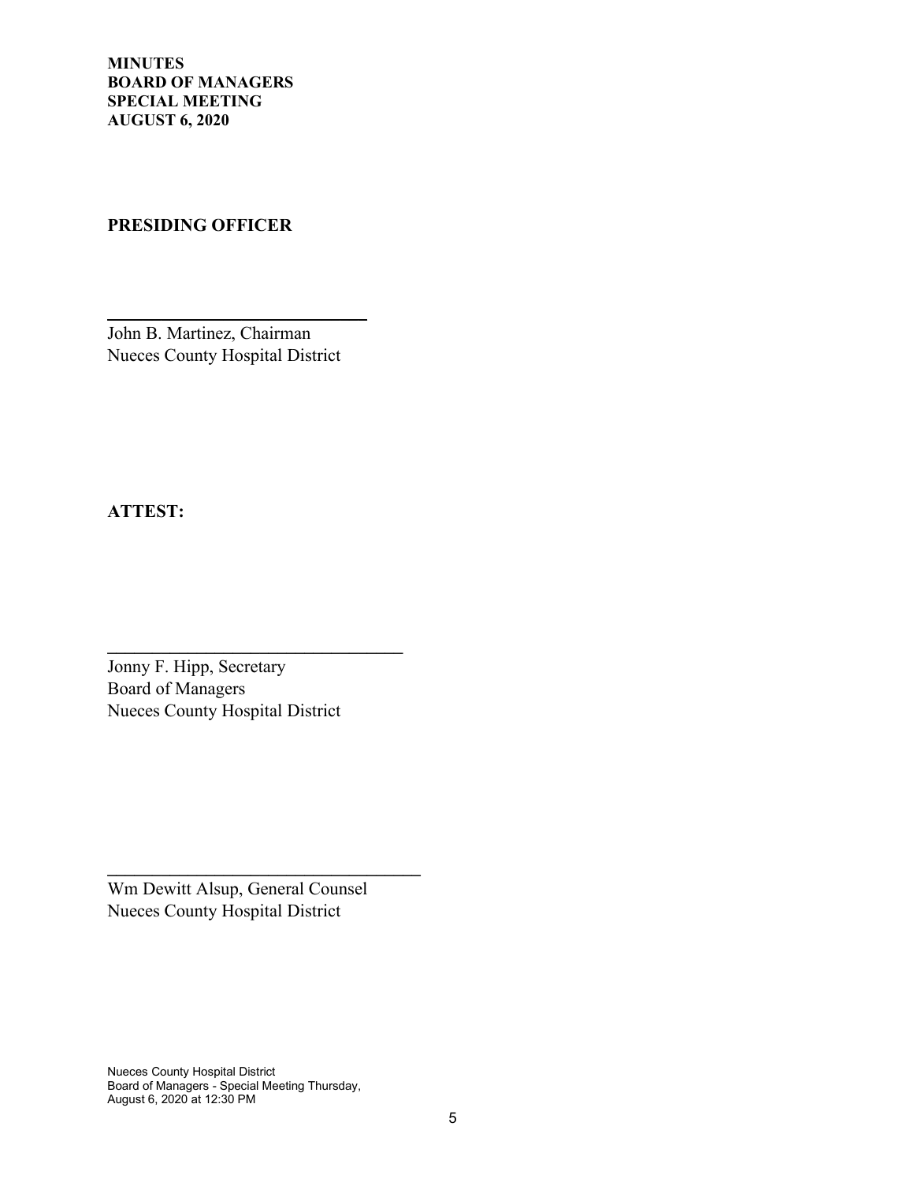**MINUTES**
**BOARD OF MANAGERS**
**SPECIAL MEETING**
**AUGUST 6, 2020**

**PRESIDING OFFICER**

\_\_\_\_\_\_\_\_\_\_\_\_\_\_\_\_\_\_\_\_\_\_\_\_\_\_\_\_\_\_
John B. Martinez, Chairman
Nueces County Hospital District

**ATTEST:**

\_\_\_\_\_\_\_\_\_\_\_\_\_\_\_\_\_\_\_\_\_\_\_\_\_\_\_\_\_\_\_\_\_\_
Jonny F. Hipp, Secretary
Board of Managers
Nueces County Hospital District

\_\_\_\_\_\_\_\_\_\_\_\_\_\_\_\_\_\_\_\_\_\_\_\_\_\_\_\_\_\_\_\_\_\_\_\_
Wm Dewitt Alsup, General Counsel
Nueces County Hospital District